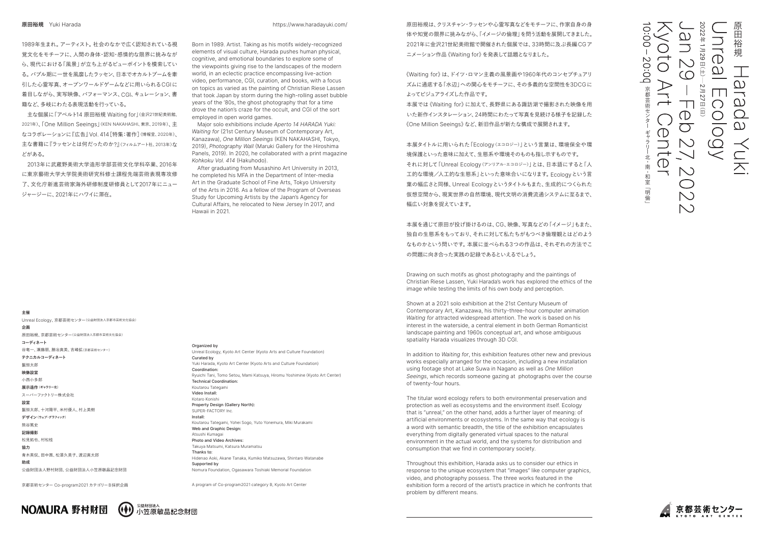# 原田裕規 Harada Yuki

## Unreal Ecology

2022年1月29日(土)–2月27日(日)

Jan 29 – Feb 27, 2022

Kyoto Art Center

10:00 – 20:00 京都芸術センター ギャラリー北・南、和室「明倫」

原田裕規は、クリスチャン・ラッセンや心霊写真などをモチーフに、作家自身の身体や知覚の限界に挑みながら、「イメージの倫理」を問う活動を展開してきました。2021年に金沢21世紀美術館で開催された個展では、33時間に及ぶ長編CGアニメーション作品《Waiting for》を発表して話題となりました。

《Waiting for》は、ドイツ・ロマン主義の風景画や1960年代のコンセプチュアリズムに通底する「水辺」への関心をモチーフに、その多義的な空間性を3DCGによってビジュアライズした作品です。

本展では《Waiting for》に加えて、長野県にある諏訪湖で撮影された映像を用いた新作インスタレーション、24時間にわたって写真を見続ける様子を記録した《One Million Seeings》など、新旧作品が新たな構成で展開されます。

本展タイトルに用いられた「Ecology（エコロジー）」という言葉は、環境保全や環境保護といった意味に加えて、生態系や環境そのものも指し示すものです。それに対して「Unreal Ecology（アンリアル・エコロジー）」とは、日本語にすると「人工的な環境／人工的な生態系」といった意味合いになります。Ecologyという言葉の幅広さと同様、Unreal Ecologyというタイトルもまた、生成的につくられた仮想空間から、現実世界の自然環境、現代文明の消費流通システムに至るまで、幅広い対象を捉えています。

本展を通じて原田が投げ掛けるのは、CG、映像、写真などの「イメージ」もまた、独自の生態系をもっており、それに対して私たちがもつべき倫理観とはどのようなものかという問いです。本展に並べられる3つの作品は、それぞれの方法でこの問題に向き合った実践の記録であるといえるでしょう。

Drawing on such motifs as ghost photography and the paintings of Christian Riese Lassen, Yuki Harada's work has explored the ethics of the image while testing the limits of his own body and perception.

Shown at a 2021 solo exhibition at the 21st Century Museum of Contemporary Art, Kanazawa, his thirty-three-hour computer animation *Waiting for* attracted widespread attention. The work is based on his interest in the waterside, a central element in both German Romanticist landscape painting and 1960s conceptual art, and whose ambiguous spatiality Harada visualizes through 3D CGI.

In addition to *Waiting for*, this exhibition features other new and previous works especially arranged for the occasion, including a new installation using footage shot at Lake Suwa in Nagano as well as *One Million Seeings*, which records someone gazing at photographs over the course of twenty-four hours.

The titular word ecology refers to both environmental preservation and protection as well as ecosystems and the environment itself. Ecology that is "unreal," on the other hand, adds a further layer of meaning: of artificial environments or ecosystems. In the same way that ecology is a word with semantic breadth, the title of the exhibition encapsulates everything from digitally generated virtual spaces to the natural environment in the actual world, and the systems for distribution and consumption that we find in contemporary society.

Throughout this exhibition, Harada asks us to consider our ethics in response to the unique ecosystem that "images" like computer graphics, video, and photography possess. The three works featured in the exhibition form a record of the artist's practice in which he confronts that problem by different means.

---

**原田裕規** Yuki Harada　https://www.haradayuki.com/

1989年生まれ。アーティスト。社会のなかで広く認知されている視覚文化をモチーフに、人間の身体・認知・感情的な限界に挑みながら、現代における「風景」が立ち上がるビューポイントを模索している。バブル期に一世を風靡したラッセン、日本でオカルトブームを牽引した心霊写真、オープンワールドゲームなどに用いられるCGIに着目しながら、実写映像、パフォーマンス、CGI、キュレーション、書籍など、多岐にわたる表現活動を行っている。

主な個展に「アペルト14 原田裕規 Waiting for」(金沢21世紀美術館、2021年)、「One Million Seeings」(KEN NAKAHASHI、東京、2019年)、主なコラボレーションに『広告』Vol. 414［特集：著作］(博報堂、2020年)、主な書籍に『ラッセンとは何だったのか？』(フィルムアート社、2013年)などがある。

2013年に武蔵野美術大学造形学部芸術文化学科卒業、2016年に東京藝術大学大学院美術研究科修士課程先端芸術表現専攻修了、文化庁新進芸術家海外研修制度研修員として2017年にニュージャージーに、2021年にハワイに滞在。

Born in 1989. Artist. Taking as his motifs widely-recognized elements of visual culture, Harada pushes human physical, cognitive, and emotional boundaries to explore some of the viewpoints giving rise to the landscapes of the modern world, in an eclectic practice encompassing live-action video, performance, CGI, curation, and books, with a focus on topics as varied as the painting of Christian Riese Lassen that took Japan by storm during the high-rolling asset bubble years of the '80s, the ghost photography that for a time drove the nation's craze for the occult, and CGI of the sort employed in open world games.

Major solo exhibitions include *Aperto 14 HARADA Yuki: Waiting for* (21st Century Museum of Contemporary Art, Kanazawa), *One Million Seeings* (KEN NAKAHASHI, Tokyo, 2019), *Photography Wall* (Maruki Gallery for the Hiroshima Panels, 2019). In 2020, he collaborated with a print magazine *Kohkoku Vol. 414* (Hakuhodo).

After graduating from Musashino Art University in 2013, he completed his MFA in the Department of Inter-media Art in the Graduate School of Fine Arts, Tokyo University of the Arts in 2016. As a fellow of the Program of Overseas Study for Upcoming Artists by the Japan's Agency for Cultural Affairs, he relocated to New Jersey In 2017, and Hawaii in 2021.

---

**主催**
Unreal Ecology、京都芸術センター(公益財団法人京都市芸術文化協会)

**企画**
原田裕規、京都芸術センター(公益財団法人京都市芸術文化協会)

**コーディネート**
谷竜一、瀬藤朋、勝冶真美、吉峰拡(京都芸術センター)

**テクニカルコーディネート**
蓼蝕太郎

**映像設営**
小西小多郎

**展示造作**(ギャラリー北)
スーパーファクトリー株式会社

**設営**
蓼蝕太郎、十河陽平、米村優人、村上美樹

**デザイン**(ウェブ・グラフィック)
熊谷篤史

**記録撮影**
松見拓也、村松桂

**協力**
青木英侃、田中茜、松澤久美子、渡辺真太郎

**助成**
公益財団法人野村財団、公益財団法人小笠原敏晶記念財団

京都芸術センター Co-program2021 カテゴリーB採択企画

**Organized by**
Unreal Ecology, Kyoto Art Center (Kyoto Arts and Culture Foundation)

**Curated by**
Yuki Harada, Kyoto Art Center (Kyoto Arts and Culture Foundation)

**Coordination:**
Ryuichi Tani, Tomo Setou, Mami Katsuya, Hiromu Yoshimine (Kyoto Art Center)

**Technical Coordination:**
Koutarou Tategami

**Video Install:**
Kotaro Konishi

**Property Design (Gallery North):**
SUPER-FACTORY Inc.

**Install:**
Koutarou Tategami, Yohei Sogo, Yuto Yonemura, Miki Murakami

**Web and Graphic Design:**
Atsushi Kumagai

**Photo and Video Archives:**
Takuya Matsumi, Katsura Muramatsu

**Thanks to:**
Hidenao Aoki, Akane Tanaka, Kumiko Matsuzawa, Shintaro Watanabe

**Supported by**
Nomura Foundation, Ogasawara Toshiaki Memorial Foundation

A program of Co-program2021 category B, Kyoto Art Center

NOMURA 野村財団　公益財団法人 小笠原敏晶記念財団　京都芸術センター KYOTO ART CENTER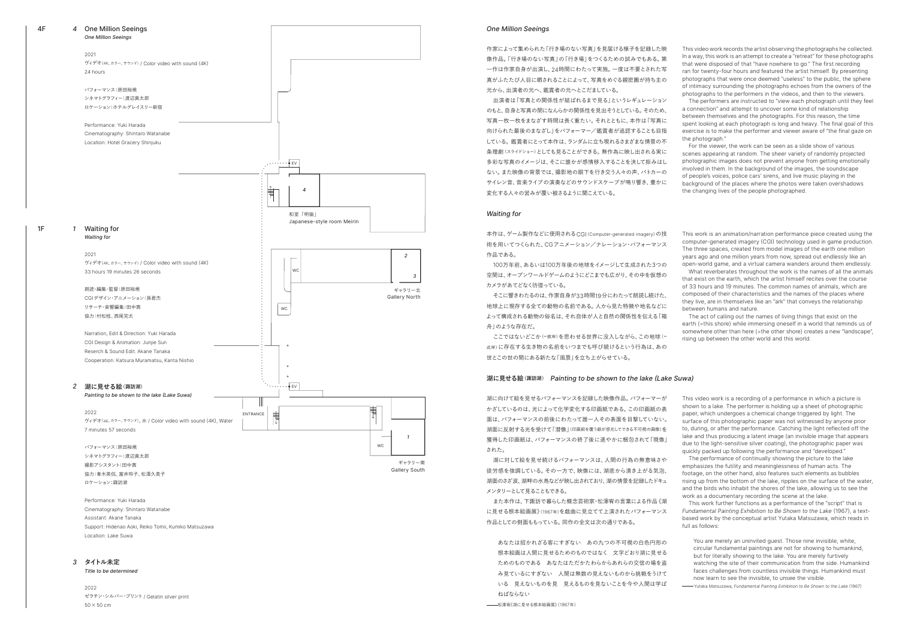4F

## 4 One Million Seeings

*One Million Seeings*

2021
ヴィデオ（4K, カラー, サウンド）/ Color video with sound (4K)
24 hours

パフォーマンス：原田裕規
シネマトグラフィー：渡辺真太郎
ロケーション：ホテルグレイスリー新宿

Performance: Yuki Harada
Cinematography: Shintaro Watanabe
Location: Hotel Gracery Shinjuku

1F

## 1 Waiting for

*Waiting for*

2021
ヴィデオ（4K, カラー, サウンド）/ Color video with sound (4K)
33 hours 19 minutes 26 seconds

朗読・編集・監督：原田裕規
CGIデザイン・アニメーション：孫君杰
リサーチ・音響編集：田中茜
協力：村松桂、西尾完太

Narration, Edit & Direction: Yuki Harada
CGI Design & Animation: Junjie Sun
Reserch & Sound Edit: Akane Tanaka
Cooperation: Katsura Muramatsu, Kanta Nishio

## 2 湖に見せる絵（諏訪湖）

*Painting to be shown to the lake (Lake Suwa)*

2022
ヴィデオ（4K, カラー, サウンド）、水 / Color video with sound (4K), Water
7 minutes 57 seconds

パフォーマンス：原田裕規
シネマトグラフィー：渡辺真太郎
撮影アシスタント：田中茜
協力：青木英侃、富井玲子、松澤久美子
ロケーション：諏訪湖

Performance: Yuki Harada
Cinematography: Shintaro Watanabe
Assistant: Akane Tanaka
Support: Hidenao Aoki, Reiko Tomii, Kumiko Matsuzawa
Location: Lake Suwa

## 3 タイトル未定

*Title to be determined*

2022
ゼラチン・シルバー・プリント / Gelatin silver print
50 × 50 cm

EV
4
和室「明倫」
Japanese-style room Meirin
2
3
WC
ギャラリー北
Gallery North
WC
EV
ENTRANCE
1
WC
ギャラリー南
Gallery South

## *One Million Seeings*

作家によって集められた「行き場のない写真」を見届ける様子を記録した映像作品。「行き場のない写真」の「行き場」をつくるための試みでもある。第一作は作家自身が出演し、24時間にわたって実施。一度は不要とされた写真がふたたび人目に晒されることによって、写真をめぐる親密圏が持ち主の元から、出演者の元へ、鑑賞者の元へとこだましている。

出演者は「写真との関係性が結ばれるまで見る」というレギュレーションのもと、自身と写真の間になんらかの関係性を見出そうとしている。そのため、写真一枚一枚をまなざす時間は長く重たい。それとともに、本作は「写真に向けられた最後のまなざし」をパフォーマー／鑑賞者が追認することも目指している。鑑賞者にとって本作は、ランダムに立ち現れるさまざまな情景の不条理劇（スライドショー）としても見ることができる。無作為に映し出される実に多彩な写真のイメージは、そこに誰かが感情移入することを決して拒みはしない。また映像の背景では、撮影地の眼下を行き交う人々の声、パトカーのサイレン音、音楽ライブの演奏などのサウンドスケープが鳴り響き、豊かに変化する人々の営みが覆い被さるように聞こえている。

This video work records the artist observing the photographs he collected. In a way, this work is an attempt to create a "retreat" for these photographs that were disposed of that "have nowhere to go." The first recording ran for twenty-four hours and featured the artist himself. By presenting photographs that were once deemed "useless" to the public, the sphere of intimacy surrounding the photographs echoes from the owners of the photographs to the performers in the videos, and then to the viewers.

The performers are instructed to "view each photograph until they feel a connection" and attempt to uncover some kind of relationship between themselves and the photographs. For this reason, the time spent looking at each photograph is long and heavy. The final goal of this exercise is to make the performer and viewer aware of "the final gaze on the photograph."

For the viewer, the work can be seen as a slide show of various scenes appearing at random. The sheer variety of randomly projected photographic images does not prevent anyone from getting emotionally involved in them. In the background of the images, the soundscape of people's voices, police cars' sirens, and live music playing in the background of the places where the photos were taken overshadows the changing lives of the people photographed.

## *Waiting for*

本作は、ゲーム製作などに使用されるCGI（Computer-generated imagery）の技術を用いてつくられた、CGアニメーション／ナレーション・パフォーマンス作品である。

100万年前、あるいは100万年後の地球をイメージして生成された3つの空間は、オープンワールドゲームのようにどこまでも広がり、その中を仮想のカメラがあてどなく彷徨っている。

そこに響きわたるのは、作家自身が33時間19分にわたって朗読し続けた、地球上に現存する全ての動物の名前である。人から見た特徴や地名などによって構成される動物の俗名は、それ自体が人と自然の関係性を伝える「箱舟」のような存在だ。

ここではないどこか（＝彼岸）を思わせる世界に没入しながら、この地球（＝此岸）に存在する生き物の名前をいつまでも呼び続けるという行為は、あの世とこの世の間にある新たな「風景」を立ち上がらせている。

This work is an animation/narration performance piece created using the computer-generated imagery (CGI) technology used in game production. The three spaces, created from model images of the earth one million years ago and one million years from now, spread out endlessly like an open-world game, and a virtual camera wanders around them endlessly.

What reverberates throughout the work is the names of all the animals that exist on the earth, which the artist himself recites over the course of 33 hours and 19 minutes. The common names of animals, which are composed of their characteristics and the names of the places where they live, are in themselves like an "ark" that conveys the relationship between humans and nature.

The act of calling out the names of living things that exist on the earth (=this shore) while immersing oneself in a world that reminds us of somewhere other than here (=the other shore) creates a new "landscape", rising up between the other world and this world.

## 湖に見せる絵（諏訪湖） *Painting to be shown to the lake (Lake Suwa)*

湖に向けて絵を見せるパフォーマンスを記録した映像作品。パフォーマーがかざしているのは、光によって化学変化する印画紙である。この印画紙の表面は、パフォーマンスの前後にわたって誰一人その表面を目撃していない。湖面に反射する光を受けて「潜像」（印画紙を覆う銀が感光してできる不可視の画像）を獲得した印画紙は、パフォーマンスの終了後に速やかに梱包されて「現像」された。

湖に対して絵を見せ続けるパフォーマンスは、人間の行為の無意味さや徒労感を強調している。その一方で、映像には、湖底から湧き上がる気泡、湖面のさざ波、湖畔の水鳥などが映し出されており、湖の情景を記録したドキュメンタリーとして見ることもできる。

また本作は、下諏訪で暮らした概念芸術家・松澤宥の言葉による作品《湖に見せる根本絵画展》（1967年）を戯曲に見立てて上演されたパフォーマンス作品としての側面ももっている。同作の全文は次の通りである。

> あなたは招かれざる客にすぎない　あの九つの不可視の白色円形の根本絵画は人間に見せるためのものではなく　文字どおり湖に見せるためのものである　あなたはただかたわらからあれらの交信の場を盗み見ているにすぎない　人間は無数の見えないものから挑戦をうけている　見えないものを見　見えるものを見ないことを今や人間は学ばねばならない
>
> ——松澤宥《湖に見せる根本絵画展》（1967年）

This video work is a recording of a performance in which a picture is shown to a lake. The performer is holding up a sheet of photographic paper, which undergoes a chemical change triggered by light. The surface of this photographic paper was not witnessed by anyone prior to, during, or after the performance. Catching the light reflected off the lake and thus producing a latent image (an invisible image that appears due to the light-sensitive silver coating), the photographic paper was quickly packed up following the performance and "developed."

The performance of continually showing the picture to the lake emphasizes the futility and meaninglessness of human acts. The footage, on the other hand, also features such elements as bubbles rising up from the bottom of the lake, ripples on the surface of the water, and the birds who inhabit the shores of the lake, allowing us to see the work as a documentary recording the scene at the lake.

This work further functions as a performance of the "script" that is *Fundamental Painting Exhibition to Be Shown to the Lake* (1967), a text-based work by the conceptual artist Yutaka Matsuzawa, which reads in full as follows:

> You are merely an uninvited guest. Those nine invisible, white, circular fundamental paintings are not for showing to humankind, but for literally showing to the lake. You are merely furtively watching the site of their communication from the side. Humankind faces challenges from countless invisible things. Humankind must now learn to see the invisible, to unsee the visible.
>
> ——Yutaka Matsuzawa, *Fundamental Painting Exhibition to Be Shown to the Lake* (1967)